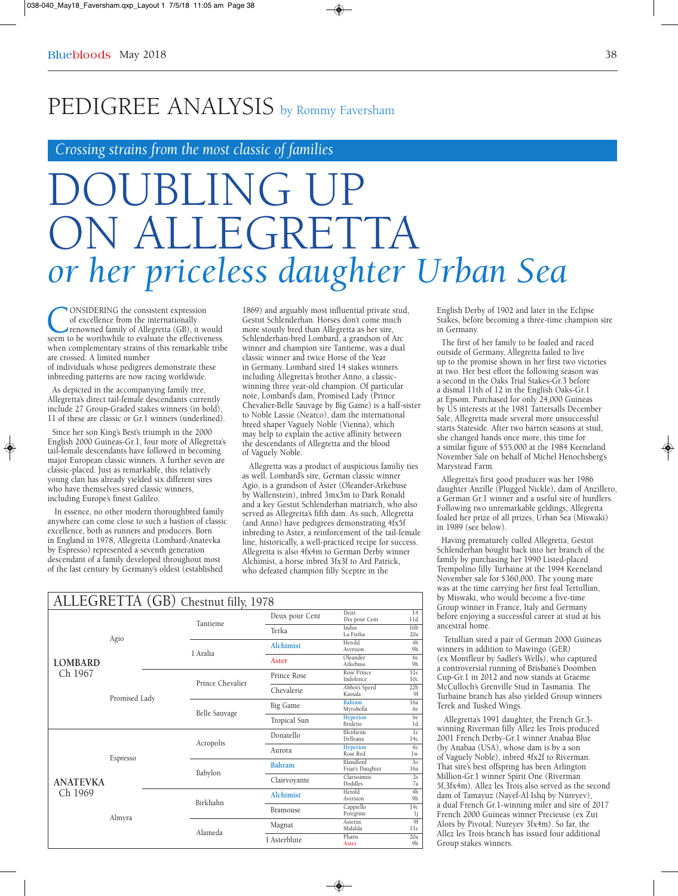# PEDIGREE ANALYSIS by Rommy Faversham

*Crossing strains from the most classic of families*

# DOUBLING UP ON ALLEGRETTA
## *or her priceless daughter Urban Sea*

CONSIDERING the consistent expression of excellence from the internationally renowned family of Allegretta (GB), it would seem to be worthwhile to evaluate the effectiveness when complementary strains of this remarkable tribe are crossed. A limited number of individuals whose pedigrees demonstrate these inbreeding patterns are now racing worldwide.

As depicted in the accompanying family tree, Allegretta's direct tail-female descendants currently include 27 Group-Graded stakes winners (in bold), 11 of these are classic or Gr.1 winners (underlined).

Since her son King's Best's triumph in the 2000 English 2000 Guineas-Gr.1, four more of Allegretta's tail-female descendants have followed in becoming major European classic winners. A further seven are classic-placed. Just as remarkable, this relatively young clan has already yielded six different sires who have themselves sired classic winners, including Europe's finest Galileo.

In essence, no other modern thoroughbred family anywhere can come close to such a bastion of classic excellence, both as runners and producers. Born in England in 1978, Allegretta (Lombard-Anatevka by Espresso) represented a seventh generation descendant of a family developed throughout most of the last century by Germany's oldest (established 1869) and arguably most influential private stud, Gestut Schlenderhan. Horses don't come much more stoutly bred than Allegretta as her sire, Schlenderhan-bred Lombard, a grandson of Arc winner and champion sire Tantieme, was a dual classic winner and twice Horse of the Year in Germany. Lombard sired 14 stakes winners including Allegretta's brother Anno, a classic-winning three year-old champion. Of particular note, Lombard's dam, Promised Lady (Prince Chevalier-Belle Sauvage by Big Game) is a half-sister to Noble Lassie (Nearco), dam the international breed shaper Vaguely Noble (Vienna), which may help to explain the active affinity between the descendants of Allegretta and the blood of Vaguely Noble.

Allegretta was a product of auspicious familiy ties as well. Lombard's sire, German classic winner Agio, is a grandson of Aster (Oleander-Arkebuse by Wallenstein), inbred 3mx3m to Dark Ronald and a key Gestut Schlenderhan matriarch, who also served as Allegretta's fifth dam. As such, Allegretta (and Anno) have pedigrees demonstrating 4fx5f inbreding to Aster, a reinforcement of the tail-female line, historically, a well-practiced recipe for success. Allegretta is also 4fx4m to German Derby winner Alchimist, a horse inbred 3fx3f to Ard Patrick, who defeated champion filly Sceptre in the English Derby of 1902 and later in the Eclipse Stakes, before becoming a three-time champion sire in Germany.

The first of her family to be foaled and raced outside of Germany, Allegretta failed to live up to the promise shown in her first two victories at two. Her best effort the following season was a second in the Oaks Trial Stakes-Gr.3 before a dismal 11th of 12 in the English Oaks-Gr.1 at Epsom. Purchased for only 24,000 Guineas by US interests at the 1981 Tattersalls December Sale, Allegretta made several more unsuccessful starts Stateside. After two barren seasons at stud, she changed hands once more, this time for a similar figure of $55,000 at the 1984 Keeneland November Sale on behalf of Michel Henochsberg's Marystead Farm.

Allegretta's first good producer was her 1986 daughter Anzille (Plugged Nickle), dam of Anzillero, a German Gr.1 winner and a useful sire of hurdlers. Following two unremarkable geldings, Allegretta foaled her prize of all prizes, Urban Sea (Miswaki) in 1989 (see below).

Having prematurely culled Allegretta, Gestut Schlenderhan bought back into her branch of the family by purchasing her 1990 Listed-placed Trempolino filly Turbaine at the 1994 Keeneland November sale for $360,000. The young mare was at the time carrying her first foal Tertullian, by Miswaki, who would become a five-time Group winner in France, Italy and Germany before enjoying a successful career at stud at his ancestral home.

Tetullian sired a pair of German 2000 Guineas winners in addition to Mawingo (GER) (ex Montfleur by Sadler's Wells), who captured a controversial running of Brisbane's Doomben Cup-Gr.1 in 2012 and now stands at Graeme McCulloch's Grenville Stud in Tasmania. The Turbaine branch has also yielded Group winners Terek and Tusked Wings.

Allegretta's 1991 daughter, the French Gr.3-winning Riverman filly Allez les Trois produced 2001 French Derby-Gr.1 winner Anabaa Blue (by Anabaa (USA), whose dam is by a son of Vaguely Noble), inbred 4fx2f to Riverman. That sire's best offspring has been Arlington Million-Gr.1 winner Spirit One (Riverman 5f,3fx4m). Allez les Trois also served as the second dam of Tamayuz (Nayef-Al Ishq by Nureyev), a dual French Gr.1-winning miler and sire of 2017 French 2000 Guineas winner Precieuse (ex Zut Alors by Pivotal; Nureyev 3fx4m). So far, the Allez les Trois branch has issued four additional Group stakes winners.

## ALLEGRETTA (GB) Chestnut filly, 1978

| | | | | | |
|---|---|---|---|---|---|
| LOMBARD Ch 1967 | Agio | Tantieme | Deux pour Cent | Deiri / Dix pour Cent | 14 / 11d |
| | | | Terka | Indus / La Furka | 16b / 20a |
| | | 1 Aralia | Alchimist | Herold / Aversion | 4b / 9h |
| | | | Aster | Oleander / Arkebuse | 6e / 9h |
| | Promised Lady | Prince Chevalier | Prince Rose | Rose Prince / Indolence | 11e / 10c |
| | | | Chevalerie | Abbot's Speed / Kassala | 22b / 9f |
| | | Belle Sauvage | Big Game | Bahram / Myrobella | 16a / 6e |
| | | | Tropical Sun | Hyperion / Brulette | 6e / 1d |
| ANATEVKA Ch 1969 | Espresso | Acropolis | Donatello | Blenheim / Delleana | 1e / 14c |
| | | | Aurora | Hyperion / Rose Red | 6e / 1w |
| | | Babylon | Bahram | Blandford / Friar's Daughter | 3o / 16a |
| | | | Clairvoyante | Clarissimus / Doddles | 2s / 7a |
| | Almyra | Birkhahn | Alchimist | Herold / Aversion | 4b / 9h |
| | | | Bramouse | Cappiello / Peregrine | 14c / 1j |
| | | Alameda | Magnat | Asterus / Mafalda | 9f / 11e |
| | | | 1 Asterblute | Pharis / Aster | 20a / 9h |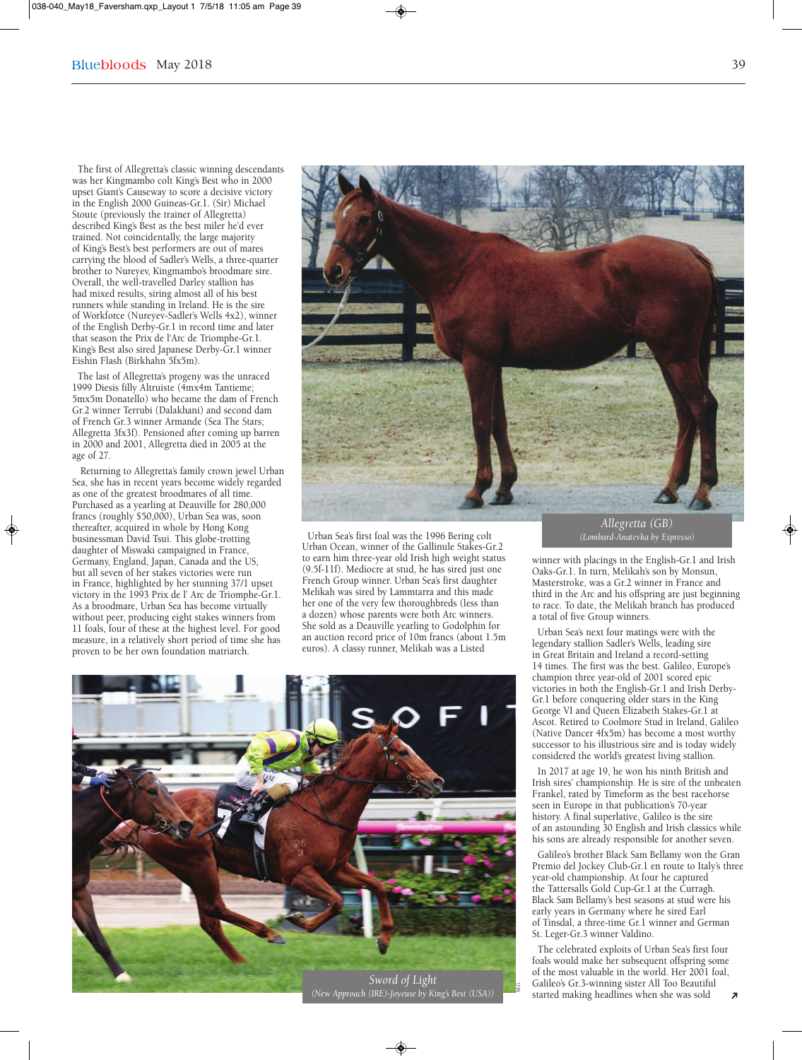The first of Allegretta's classic winning descendants was her Kingmambo colt King's Best who in 2000 upset Giant's Causeway to score a decisive victory in the English 2000 Guineas-Gr.1. (Sir) Michael Stoute (previously the trainer of Allegretta) described King's Best as the best miler he'd ever trained. Not coincidentally, the large majority of King's Best's best performers are out of mares carrying the blood of Sadler's Wells, a three-quarter brother to Nureyev, Kingmambo's broodmare sire. Overall, the well-travelled Darley stallion has had mixed results, siring almost all of his best runners while standing in Ireland. He is the sire of Workforce (Nureyev-Sadler's Wells 4x2), winner of the English Derby-Gr.1 in record time and later that season the Prix de l'Arc de Triomphe-Gr.1. King's Best also sired Japanese Derby-Gr.1 winner Eishin Flash (Birkhahn 5fx5m).

The last of Allegretta's progeny was the unraced 1999 Diesis filly Altruiste (4mx4m Tantieme; 5mx5m Donatello) who became the dam of French Gr.2 winner Terrubi (Dalakhani) and second dam of French Gr.3 winner Armande (Sea The Stars; Allegretta 3fx3f). Pensioned after coming up barren in 2000 and 2001, Allegretta died in 2005 at the age of 27.

Returning to Allegretta's family crown jewel Urban Sea, she has in recent years become widely regarded as one of the greatest broodmares of all time. Purchased as a yearling at Deauville for 280,000 francs (roughly $50,000), Urban Sea was, soon thereafter, acquired in whole by Hong Kong businessman David Tsui. This globe-trotting daughter of Miswaki campaigned in France, Germany, England, Japan, Canada and the US, but all seven of her stakes victories were run in France, highlighted by her stunning 37/1 upset victory in the 1993 Prix de l' Arc de Triomphe-Gr.1. As a broodmare, Urban Sea has become virtually without peer, producing eight stakes winners from 11 foals, four of these at the highest level. For good measure, in a relatively short period of time she has proven to be her own foundation matriarch.

Allegretta (GB)
(Lombard-Anatevka by Espresso)

Urban Sea's first foal was the 1996 Bering colt Urban Ocean, winner of the Gallinule Stakes-Gr.2 to earn him three-year old Irish high weight status (9.5f-11f). Mediocre at stud, he has sired just one French Group winner. Urban Sea's first daughter Melikah was sired by Lammtarra and this made her one of the very few thoroughbreds (less than a dozen) whose parents were both Arc winners. She sold as a Deauville yearling to Godolphin for an auction record price of 10m francs (about 1.5m euros). A classy runner, Melikah was a Listed winner with placings in the English-Gr.1 and Irish Oaks-Gr.1. In turn, Melikah's son by Monsun, Masterstroke, was a Gr.2 winner in France and third in the Arc and his offspring are just beginning to race. To date, the Melikah branch has produced a total of five Group winners.

Urban Sea's next four matings were with the legendary stallion Sadler's Wells, leading sire in Great Britain and Ireland a record-setting 14 times. The first was the best. Galileo, Europe's champion three year-old of 2001 scored epic victories in both the English-Gr.1 and Irish Derby-Gr.1 before conquering older stars in the King George VI and Queen Elizabeth Stakes-Gr.1 at Ascot. Retired to Coolmore Stud in Ireland, Galileo (Native Dancer 4fx5m) has become a most worthy successor to his illustrious sire and is today widely considered the world's greatest living stallion.

In 2017 at age 19, he won his ninth British and Irish sires' championship. He is sire of the unbeaten Frankel, rated by Timeform as the best racehorse seen in Europe in that publication's 70-year history. A final superlative, Galileo is the sire of an astounding 30 English and Irish classics while his sons are already responsible for another seven.

Galileo's brother Black Sam Bellamy won the Gran Premio del Jockey Club-Gr.1 en route to Italy's three year-old championship. At four he captured the Tattersalls Gold Cup-Gr.1 at the Curragh. Black Sam Bellamy's best seasons at stud were his early years in Germany where he sired Earl of Tinsdal, a three-time Gr.1 winner and German St. Leger-Gr.3 winner Valdino.

Sword of Light
(New Approach (IRE)-Joyeuse by King's Best (USA))

The celebrated exploits of Urban Sea's first four foals would make her subsequent offspring some of the most valuable in the world. Her 2001 foal, Galileo's Gr.3-winning sister All Too Beautiful started making headlines when she was sold ↗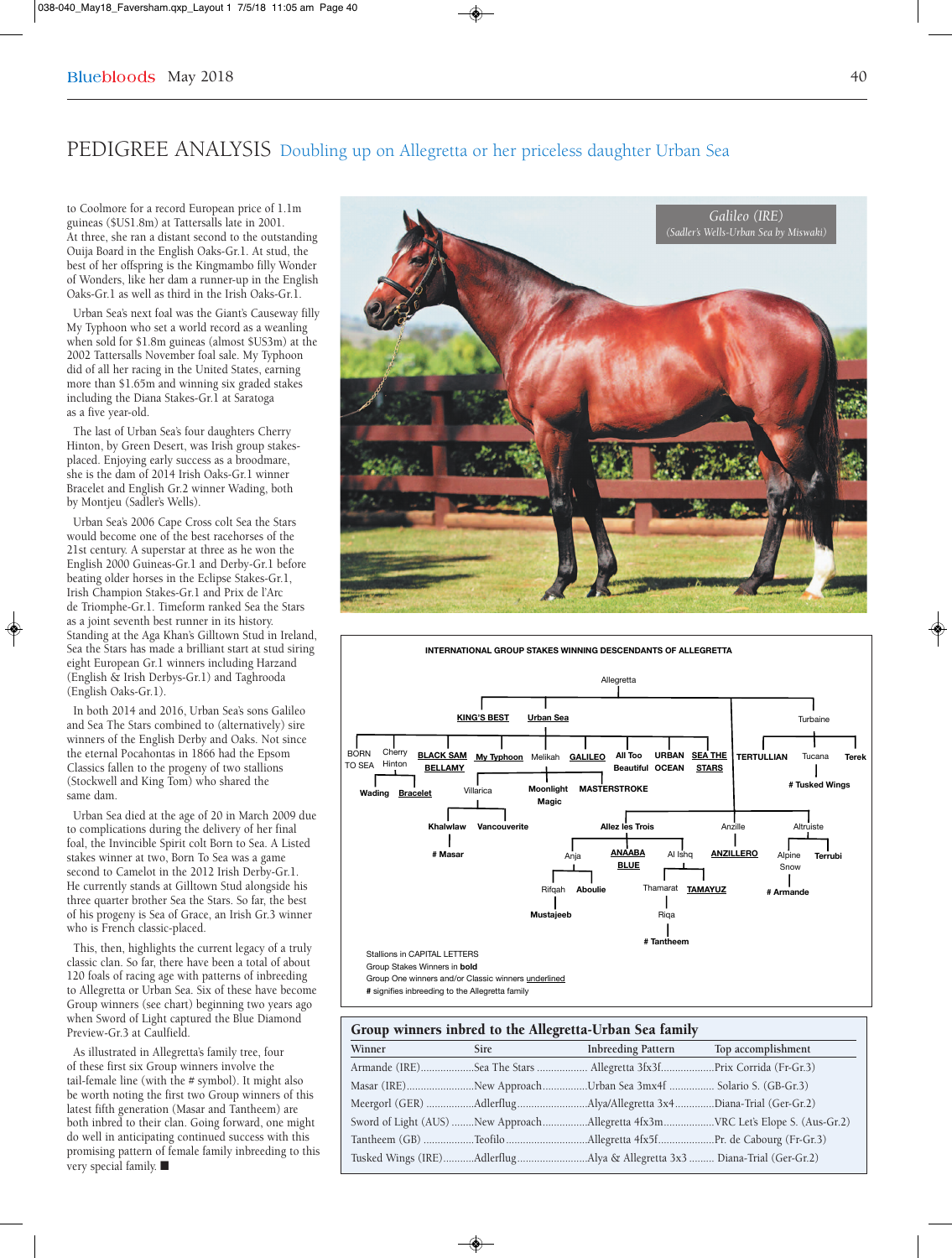# PEDIGREE ANALYSIS Doubling up on Allegretta or her priceless daughter Urban Sea

to Coolmore for a record European price of 1.1m guineas ($US1.8m) at Tattersalls late in 2001. At three, she ran a distant second to the outstanding Ouija Board in the English Oaks-Gr.1. At stud, the best of her offspring is the Kingmambo filly Wonder of Wonders, like her dam a runner-up in the English Oaks-Gr.1 as well as third in the Irish Oaks-Gr.1.

Urban Sea's next foal was the Giant's Causeway filly My Typhoon who set a world record as a weanling when sold for $1.8m guineas (almost $US3m) at the 2002 Tattersalls November foal sale. My Typhoon did of all her racing in the United States, earning more than $1.65m and winning six graded stakes including the Diana Stakes-Gr.1 at Saratoga as a five year-old.

The last of Urban Sea's four daughters Cherry Hinton, by Green Desert, was Irish group stakes-placed. Enjoying early success as a broodmare, she is the dam of 2014 Irish Oaks-Gr.1 winner Bracelet and English Gr.2 winner Wading, both by Montjeu (Sadler's Wells).

Urban Sea's 2006 Cape Cross colt Sea the Stars would become one of the best racehorses of the 21st century. A superstar at three as he won the English 2000 Guineas-Gr.1 and Derby-Gr.1 before beating older horses in the Eclipse Stakes-Gr.1, Irish Champion Stakes-Gr.1 and Prix de l'Arc de Triomphe-Gr.1. Timeform ranked Sea the Stars as a joint seventh best runner in its history. Standing at the Aga Khan's Gilltown Stud in Ireland, Sea the Stars has made a brilliant start at stud siring eight European Gr.1 winners including Harzand (English & Irish Derbys-Gr.1) and Taghrooda (English Oaks-Gr.1).

In both 2014 and 2016, Urban Sea's sons Galileo and Sea The Stars combined to (alternatively) sire winners of the English Derby and Oaks. Not since the eternal Pocahontas in 1866 had the Epsom Classics fallen to the progeny of two stallions (Stockwell and King Tom) who shared the same dam.

Urban Sea died at the age of 20 in March 2009 due to complications during the delivery of her final foal, the Invincible Spirit colt Born to Sea. A Listed stakes winner at two, Born To Sea was a game second to Camelot in the 2012 Irish Derby-Gr.1. He currently stands at Gilltown Stud alongside his three quarter brother Sea the Stars. So far, the best of his progeny is Sea of Grace, an Irish Gr.3 winner who is French classic-placed.

This, then, highlights the current legacy of a truly classic clan. So far, there have been a total of about 120 foals of racing age with patterns of inbreeding to Allegretta or Urban Sea. Six of these have become Group winners (see chart) beginning two years ago when Sword of Light captured the Blue Diamond Preview-Gr.3 at Caulfield.

As illustrated in Allegretta's family tree, four of these first six Group winners involve the tail-female line (with the # symbol). It might also be worth noting the first two Group winners of this latest fifth generation (Masar and Tantheem) are both inbred to their clan. Going forward, one might do well in anticipating continued success with this promising pattern of female family inbreeding to this very special family. ■

*Galileo (IRE)*
*(Sadler's Wells-Urban Sea by Miswaki)*

**INTERNATIONAL GROUP STAKES WINNING DESCENDANTS OF ALLEGRETTA**

Allegretta

KING'S BEST
Urban Sea
Turbaine

BORN TO SEA
Cherry Hinton
BLACK SAM BELLAMY
My Typhoon
Melikah
GALILEO
All Too Beautiful
URBAN OCEAN
SEA THE STARS
TERTULLIAN
Tucana
Terek

Wading
Bracelet
Villarica
Moonlight Magic
MASTERSTROKE
# Tusked Wings

Khalwlaw
Vancouverite
Allez les Trois
Anzille
Altruiste

# Masar
Anja
ANAABA BLUE
Al Ishq
ANZILLERO
Alpine Snow
Terrubi

Rifqah
Aboulie
Thamarat
TAMAYUZ
# Armande

Mustajeeb
Riqa

# Tantheem

Stallions in CAPITAL LETTERS
Group Stakes Winners in **bold**
Group One winners and/or Classic winners underlined
# signifies inbreeding to the Allegretta family

## Group winners inbred to the Allegretta-Urban Sea family

| Winner | Sire | Inbreeding Pattern | Top accomplishment |
|---|---|---|---|
| Armande (IRE) | Sea The Stars | Allegretta 3fx3f | Prix Corrida (Fr-Gr.3) |
| Masar (IRE) | New Approach | Urban Sea 3mx4f | Solario S. (GB-Gr.3) |
| Meergorl (GER) | Adlerflug | Alya/Allegretta 3x4 | Diana-Trial (Ger-Gr.2) |
| Sword of Light (AUS) | New Approach | Allegretta 4fx3m | VRC Let's Elope S. (Aus-Gr.2) |
| Tantheem (GB) | Teofilo | Allegretta 4fx5f | Pr. de Cabourg (Fr-Gr.3) |
| Tusked Wings (IRE) | Adlerflug | Alya & Allegretta 3x3 | Diana-Trial (Ger-Gr.2) |